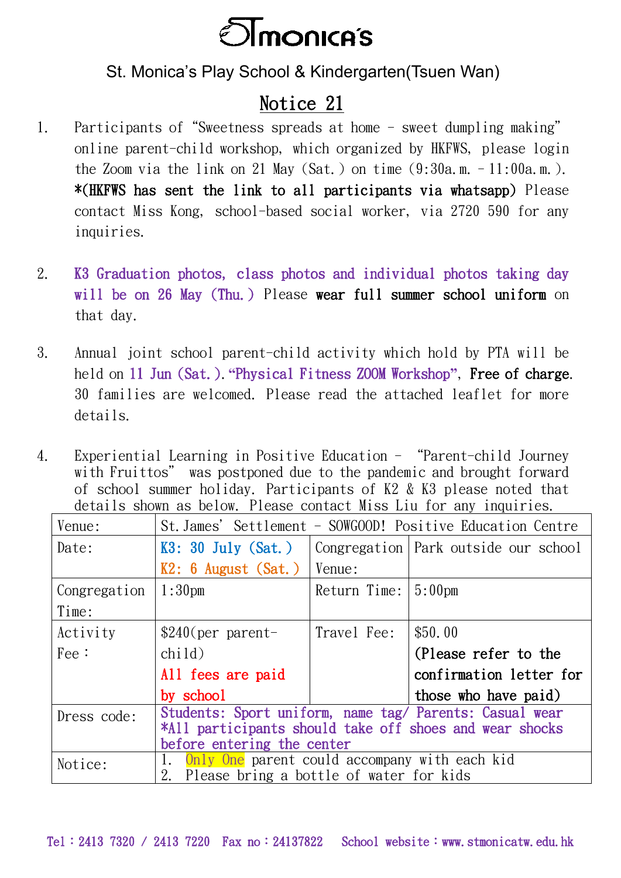# STmonica's

St. Monica's Play School & Kindergarten(Tsuen Wan)

## Notice 21

1. Participants of "Sweetness spreads at home – sweet dumpling making" online parent-child workshop, which organized by HKFWS, please login the Zoom via the link on 21 May (Sat.) on time (9:30a.m. – 11:00a.m.). **\*(HKFWS has sent the link to all participants via whatsapp)** Please contact Miss Kong, school-based social worker, via 2720 590 for any inquiries.

2. K3 Graduation photos, class photos and individual photos taking day will be on 26 May (Thu.) Please **wear full summer school uniform** on that day.

3. Annual joint school parent-child activity which hold by PTA will be held on 11 Jun (Sat.)."Physical Fitness ZOOM Workshop", **Free of charge**. 30 families are welcomed. Please read the attached leaflet for more details.

4. Experiential Learning in Positive Education – "Parent-child Journey with Fruittos" was postponed due to the pandemic and brought forward of school summer holiday. Participants of K2 & K3 please noted that details shown as below. Please contact Miss Liu for any inquiries.

| Venue: | St.James' Settlement – SOWGOOD! Positive Education Centre | | |
|---|---|---|---|
| Date: | K3: 30 July (Sat.)<br>K2: 6 August (Sat.) | Congregation Venue: | Park outside our school |
| Congregation Time: | 1:30pm | Return Time: | 5:00pm |
| Activity Fee： | $240(per parent-child)<br>All fees are paid by school | Travel Fee: | $50.00<br>**(Please refer to the confirmation letter for those who have paid)** |
| Dress code: | Students: Sport uniform, name tag/ Parents: Casual wear<br>\*All participants should take off shoes and wear shocks before entering the center | | |
| Notice: | 1. Only One parent could accompany with each kid<br>2. Please bring a bottle of water for kids | | |

Tel：2413 7320 / 2413 7220 Fax no：24137822 School website：www.stmonicatw.edu.hk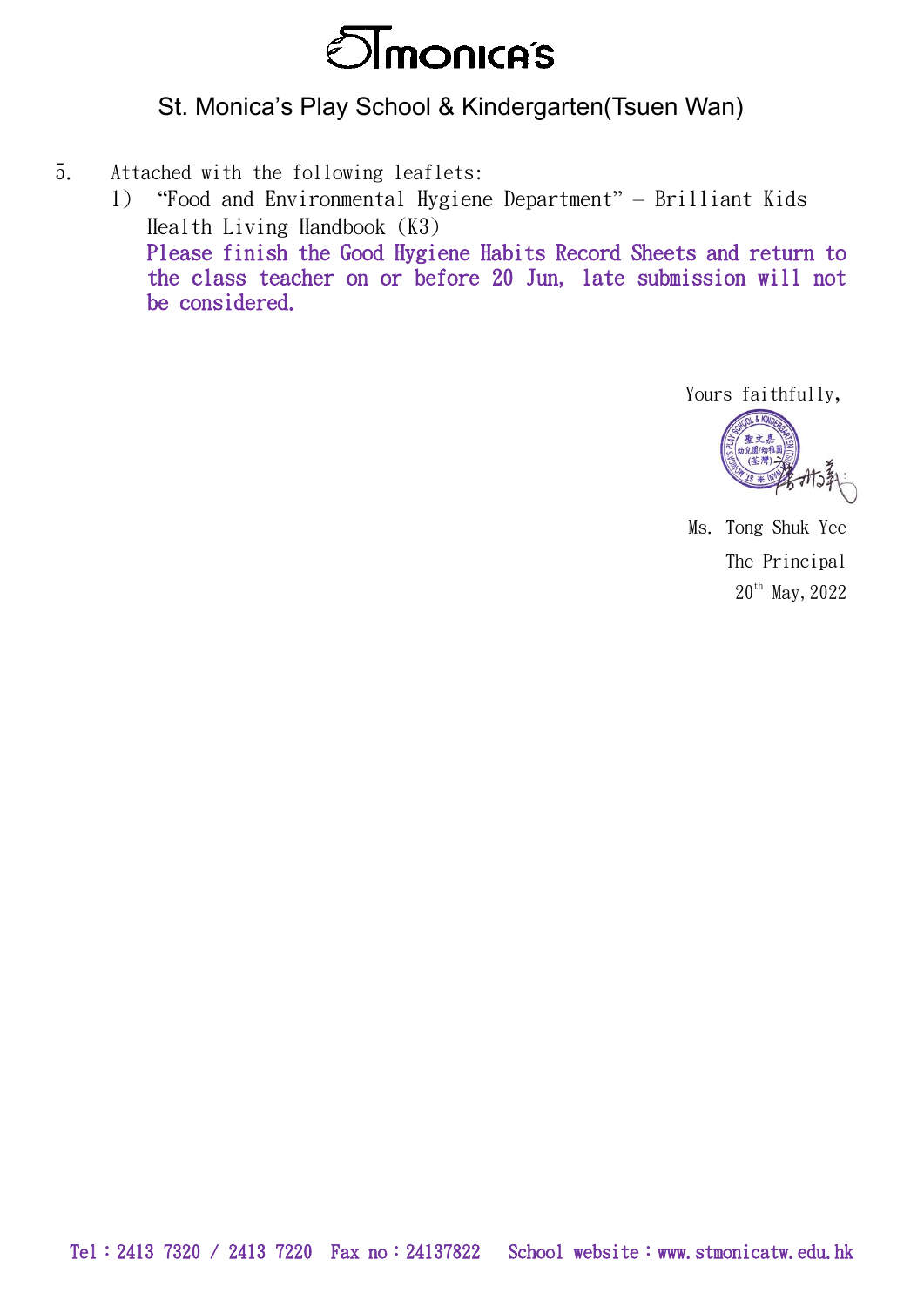5. Attached with the following leaflets:
   1) "Food and Environmental Hygiene Department" – Brilliant Kids Health Living Handbook (K3)
   Please finish the Good Hygiene Habits Record Sheets and return to the class teacher on or before 20 Jun, late submission will not be considered.

Yours faithfully,

Ms. Tong Shuk Yee

The Principal

20th May, 2022